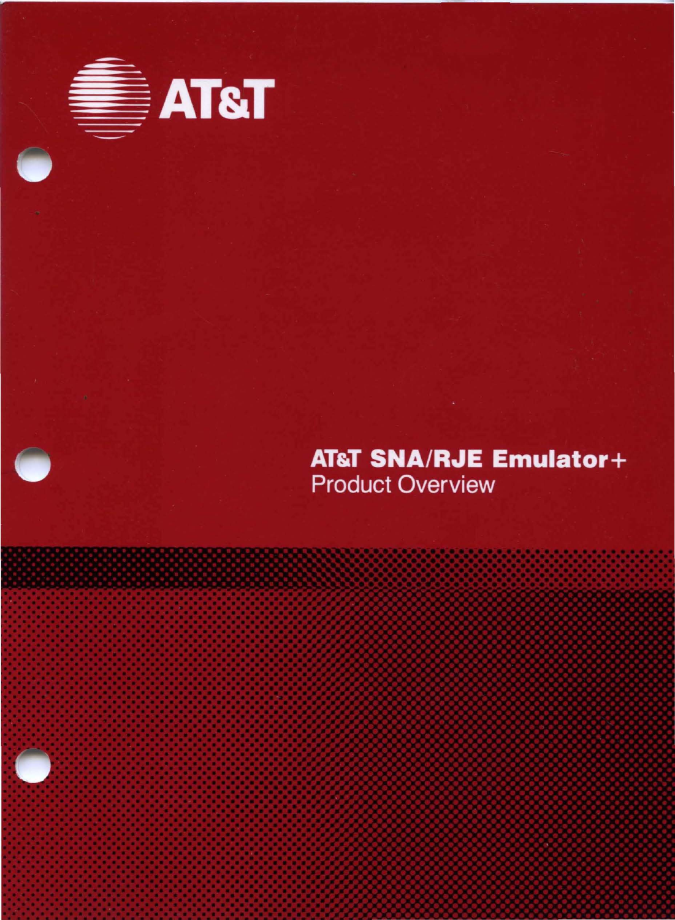AT&T

# AT&T SNA/RJE Emulator+

Product Overview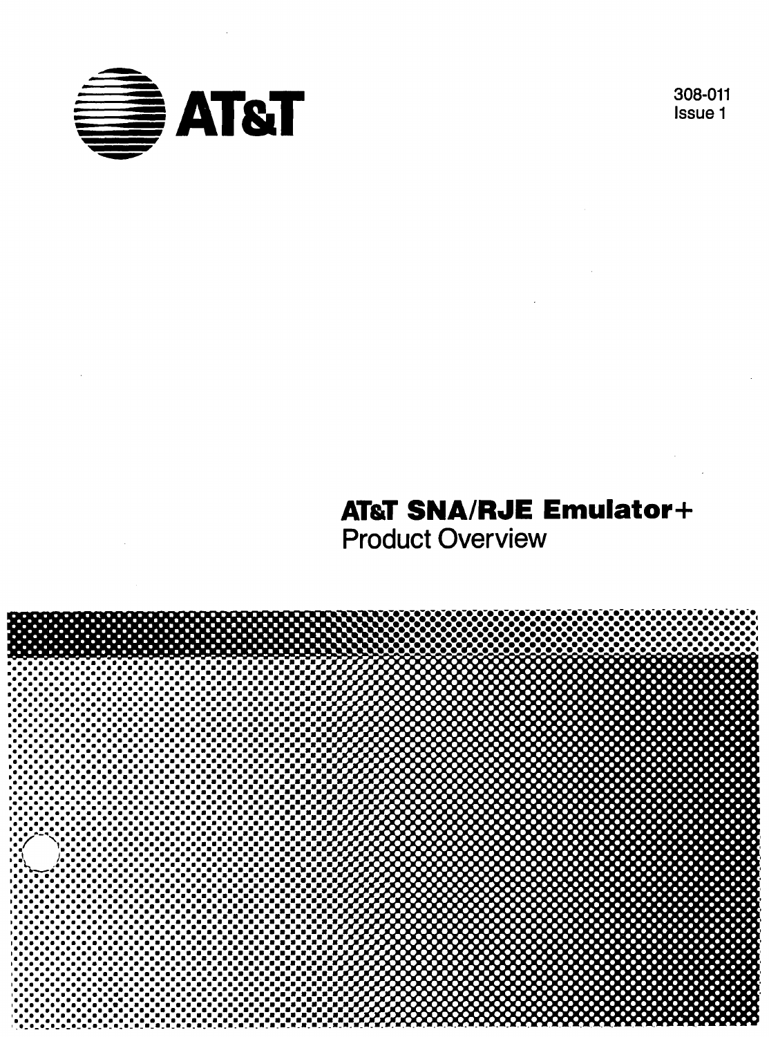AT&T

308-011
Issue 1

# AT&T SNA/RJE Emulator+
Product Overview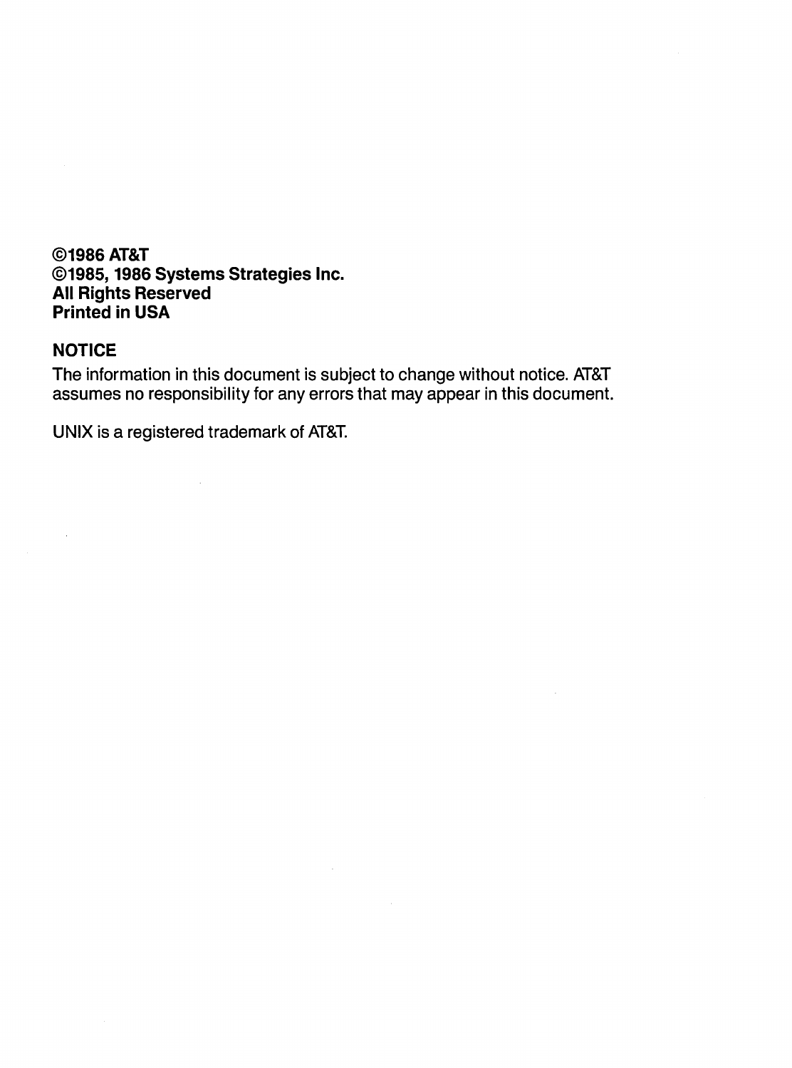**©1986 AT&T**
**©1985, 1986 Systems Strategies Inc.**
**All Rights Reserved**
**Printed in USA**

## NOTICE

The information in this document is subject to change without notice. AT&T assumes no responsibility for any errors that may appear in this document.

UNIX is a registered trademark of AT&T.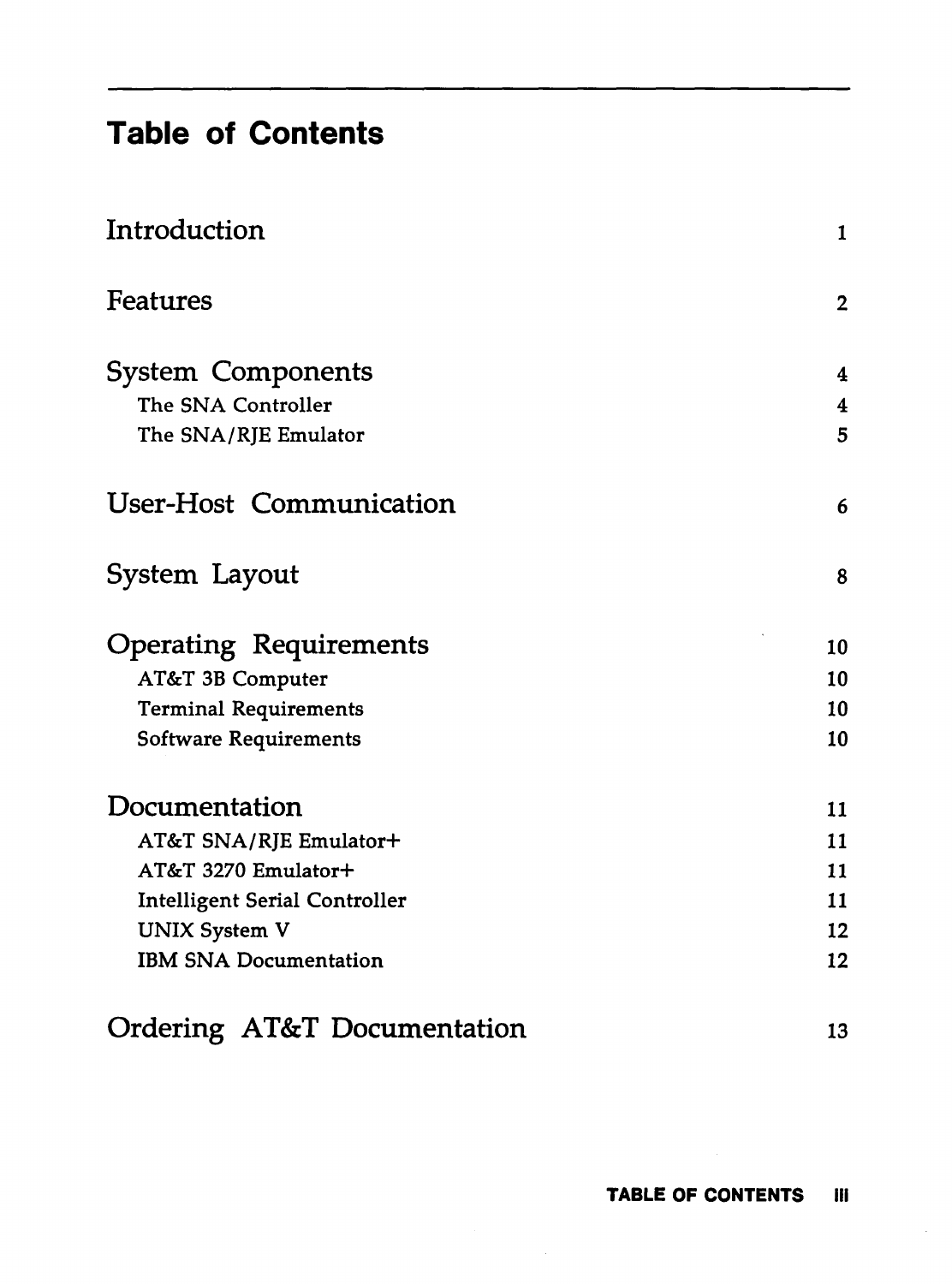# Table of Contents

| | |
|---|---|
| **Introduction** | 1 |
| **Features** | 2 |
| **System Components** | 4 |
| The SNA Controller | 4 |
| The SNA/RJE Emulator | 5 |
| **User-Host Communication** | 6 |
| **System Layout** | 8 |
| **Operating Requirements** | 10 |
| AT&T 3B Computer | 10 |
| Terminal Requirements | 10 |
| Software Requirements | 10 |
| **Documentation** | 11 |
| AT&T SNA/RJE Emulator+ | 11 |
| AT&T 3270 Emulator+ | 11 |
| Intelligent Serial Controller | 11 |
| UNIX System V | 12 |
| IBM SNA Documentation | 12 |
| **Ordering AT&T Documentation** | 13 |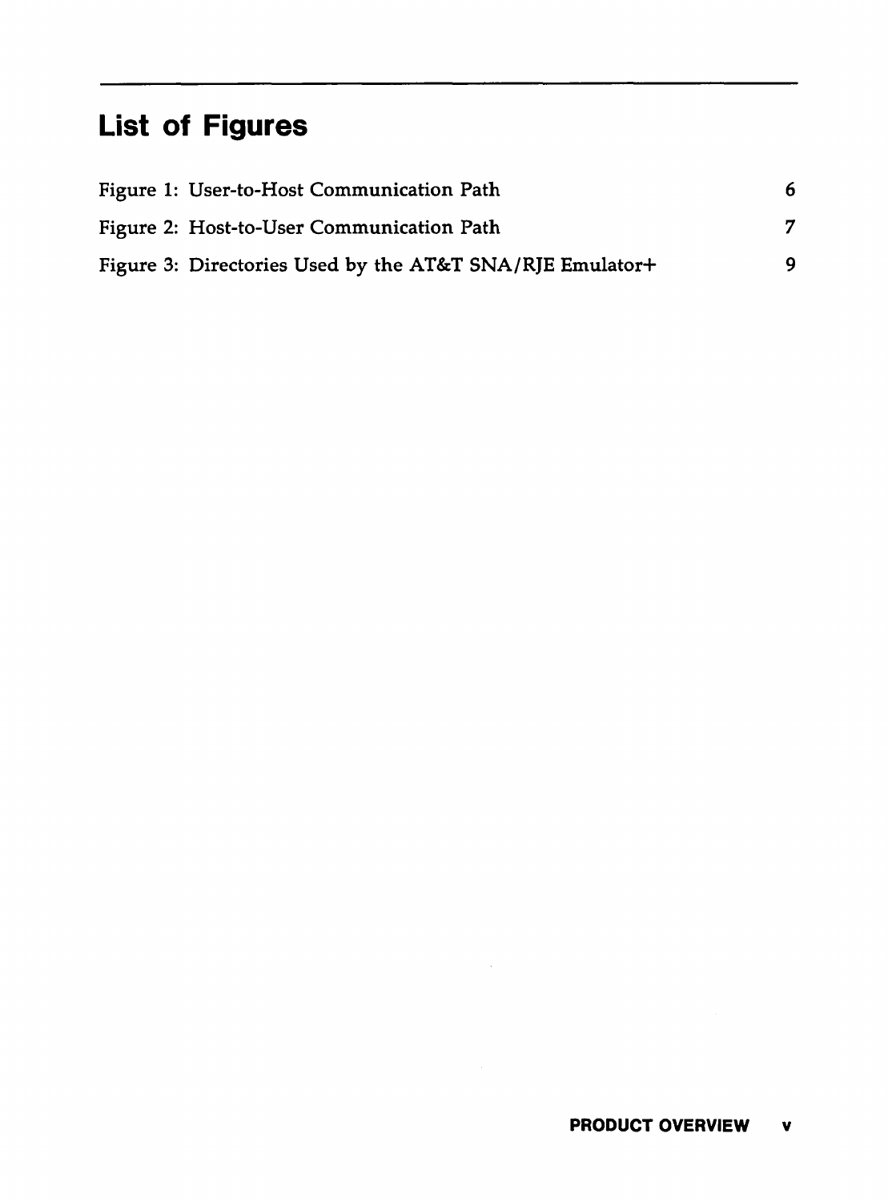# List of Figures

| | |
|---|---|
| Figure 1: User-to-Host Communication Path | 6 |
| Figure 2: Host-to-User Communication Path | 7 |
| Figure 3: Directories Used by the AT&T SNA/RJE Emulator+ | 9 |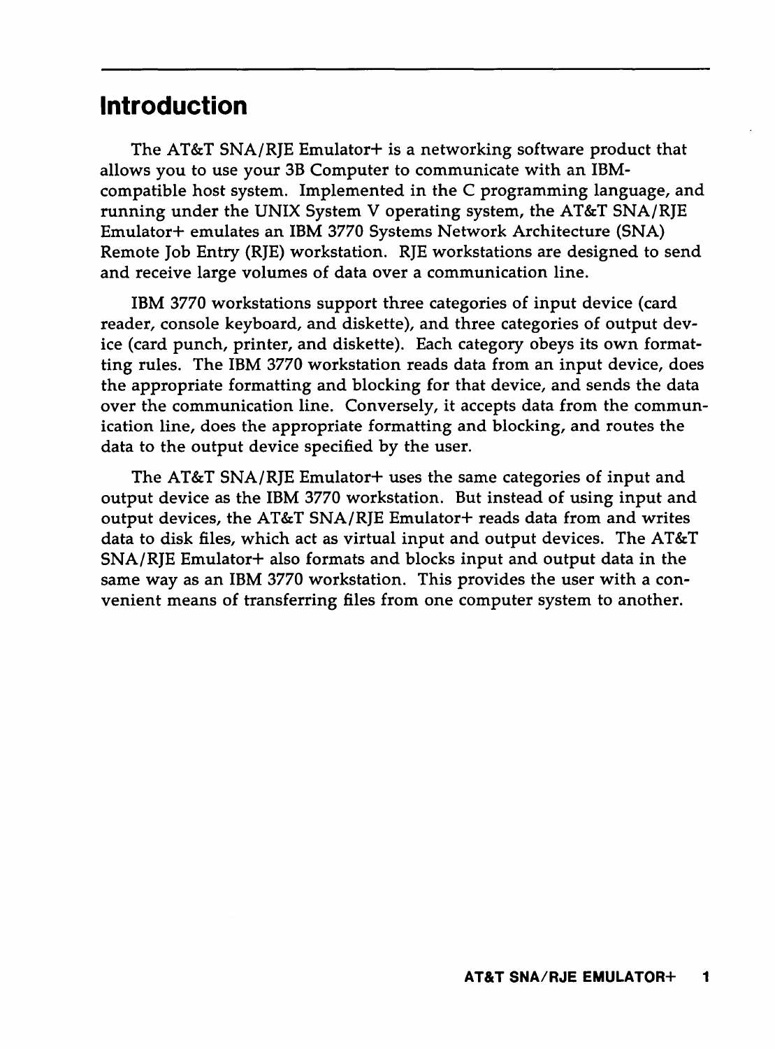# Introduction

The AT&T SNA/RJE Emulator+ is a networking software product that allows you to use your 3B Computer to communicate with an IBM-compatible host system. Implemented in the C programming language, and running under the UNIX System V operating system, the AT&T SNA/RJE Emulator+ emulates an IBM 3770 Systems Network Architecture (SNA) Remote Job Entry (RJE) workstation. RJE workstations are designed to send and receive large volumes of data over a communication line.

IBM 3770 workstations support three categories of input device (card reader, console keyboard, and diskette), and three categories of output device (card punch, printer, and diskette). Each category obeys its own formatting rules. The IBM 3770 workstation reads data from an input device, does the appropriate formatting and blocking for that device, and sends the data over the communication line. Conversely, it accepts data from the communication line, does the appropriate formatting and blocking, and routes the data to the output device specified by the user.

The AT&T SNA/RJE Emulator+ uses the same categories of input and output device as the IBM 3770 workstation. But instead of using input and output devices, the AT&T SNA/RJE Emulator+ reads data from and writes data to disk files, which act as virtual input and output devices. The AT&T SNA/RJE Emulator+ also formats and blocks input and output data in the same way as an IBM 3770 workstation. This provides the user with a convenient means of transferring files from one computer system to another.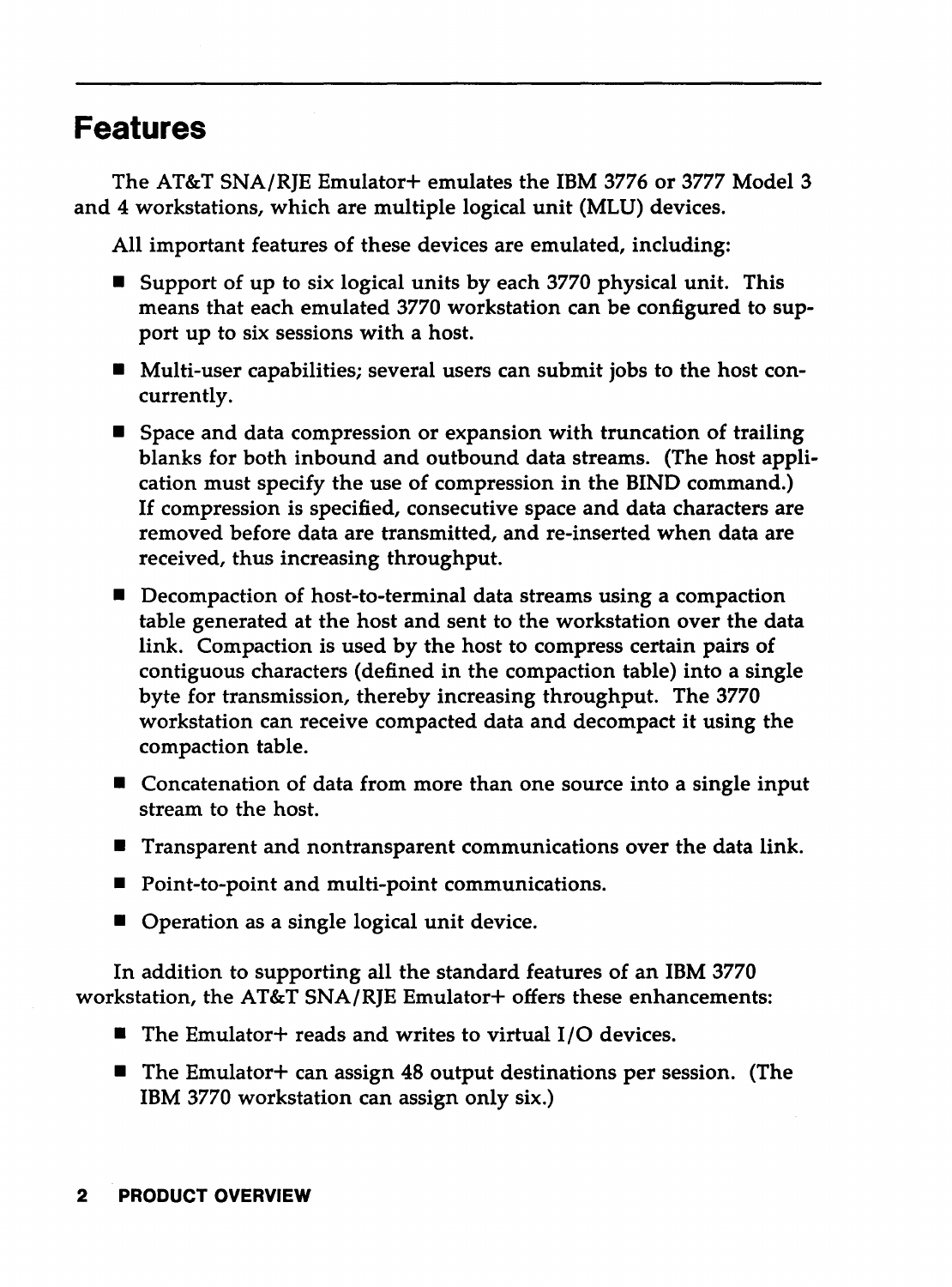## Features

The AT&T SNA/RJE Emulator+ emulates the IBM 3776 or 3777 Model 3 and 4 workstations, which are multiple logical unit (MLU) devices.

All important features of these devices are emulated, including:

- Support of up to six logical units by each 3770 physical unit. This means that each emulated 3770 workstation can be configured to support up to six sessions with a host.
- Multi-user capabilities; several users can submit jobs to the host concurrently.
- Space and data compression or expansion with truncation of trailing blanks for both inbound and outbound data streams. (The host application must specify the use of compression in the BIND command.) If compression is specified, consecutive space and data characters are removed before data are transmitted, and re-inserted when data are received, thus increasing throughput.
- Decompaction of host-to-terminal data streams using a compaction table generated at the host and sent to the workstation over the data link. Compaction is used by the host to compress certain pairs of contiguous characters (defined in the compaction table) into a single byte for transmission, thereby increasing throughput. The 3770 workstation can receive compacted data and decompact it using the compaction table.
- Concatenation of data from more than one source into a single input stream to the host.
- Transparent and nontransparent communications over the data link.
- Point-to-point and multi-point communications.
- Operation as a single logical unit device.

In addition to supporting all the standard features of an IBM 3770 workstation, the AT&T SNA/RJE Emulator+ offers these enhancements:

- The Emulator+ reads and writes to virtual I/O devices.
- The Emulator+ can assign 48 output destinations per session. (The IBM 3770 workstation can assign only six.)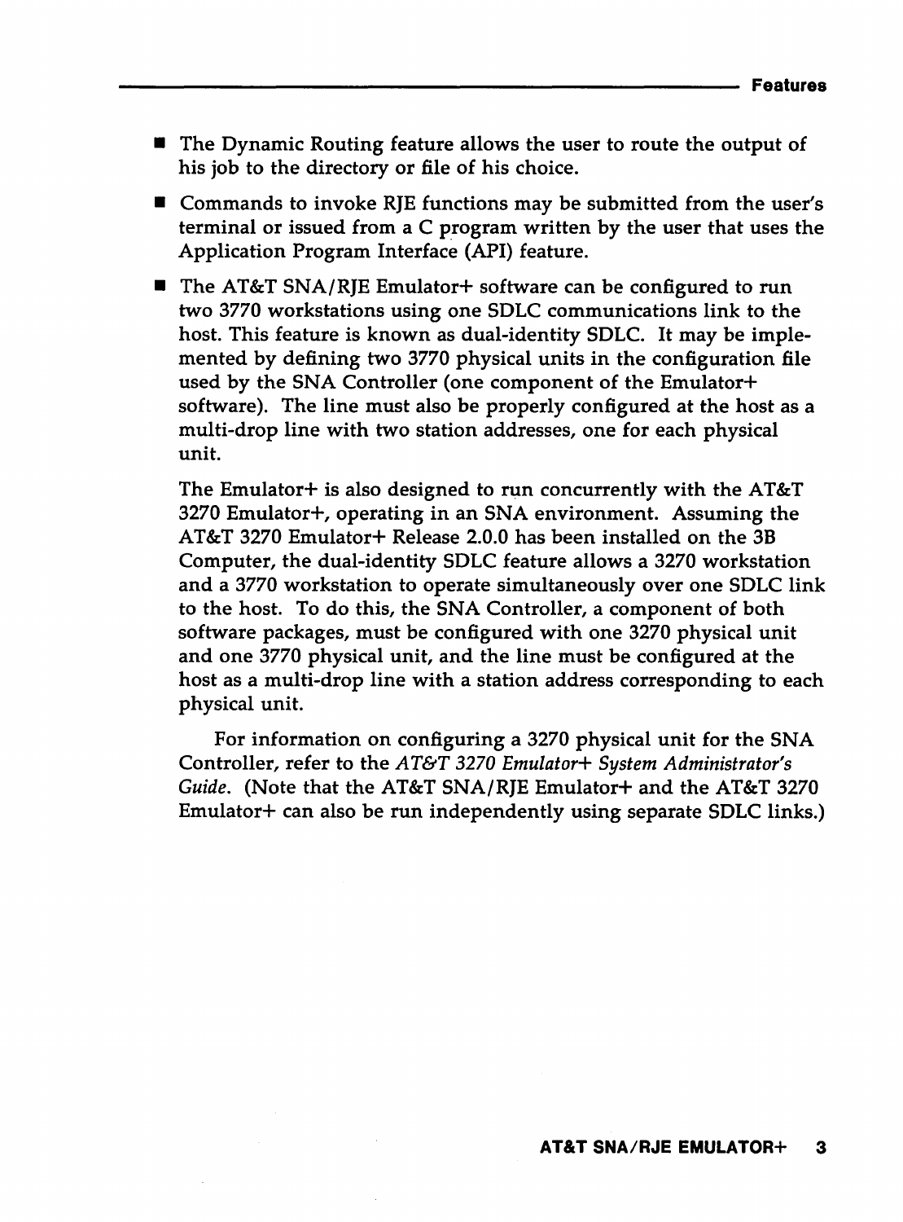- The Dynamic Routing feature allows the user to route the output of his job to the directory or file of his choice.
- Commands to invoke RJE functions may be submitted from the user's terminal or issued from a C program written by the user that uses the Application Program Interface (API) feature.
- The AT&T SNA/RJE Emulator+ software can be configured to run two 3770 workstations using one SDLC communications link to the host. This feature is known as dual-identity SDLC. It may be implemented by defining two 3770 physical units in the configuration file used by the SNA Controller (one component of the Emulator+ software). The line must also be properly configured at the host as a multi-drop line with two station addresses, one for each physical unit.

  The Emulator+ is also designed to run concurrently with the AT&T 3270 Emulator+, operating in an SNA environment. Assuming the AT&T 3270 Emulator+ Release 2.0.0 has been installed on the 3B Computer, the dual-identity SDLC feature allows a 3270 workstation and a 3770 workstation to operate simultaneously over one SDLC link to the host. To do this, the SNA Controller, a component of both software packages, must be configured with one 3270 physical unit and one 3770 physical unit, and the line must be configured at the host as a multi-drop line with a station address corresponding to each physical unit.

  For information on configuring a 3270 physical unit for the SNA Controller, refer to the *AT&T 3270 Emulator+ System Administrator's Guide*. (Note that the AT&T SNA/RJE Emulator+ and the AT&T 3270 Emulator+ can also be run independently using separate SDLC links.)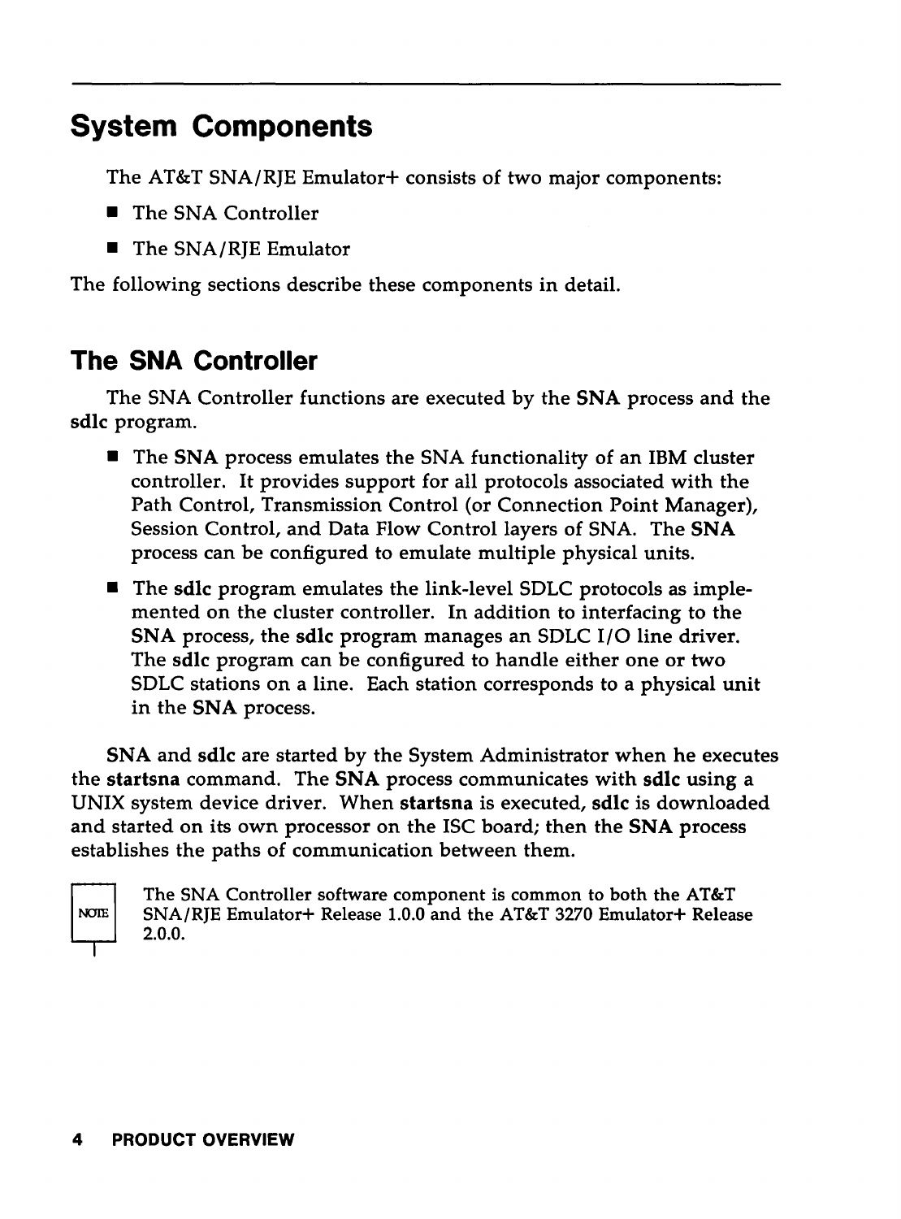## System Components

The AT&T SNA/RJE Emulator+ consists of two major components:

- The SNA Controller
- The SNA/RJE Emulator

The following sections describe these components in detail.

### The SNA Controller

The SNA Controller functions are executed by the **SNA** process and the **sdlc** program.

- The **SNA** process emulates the SNA functionality of an IBM cluster controller. It provides support for all protocols associated with the Path Control, Transmission Control (or Connection Point Manager), Session Control, and Data Flow Control layers of SNA. The **SNA** process can be configured to emulate multiple physical units.
- The **sdlc** program emulates the link-level SDLC protocols as implemented on the cluster controller. In addition to interfacing to the **SNA** process, the **sdlc** program manages an SDLC I/O line driver. The **sdlc** program can be configured to handle either one or two SDLC stations on a line. Each station corresponds to a physical unit in the **SNA** process.

**SNA** and **sdlc** are started by the System Administrator when he executes the **startsna** command. The **SNA** process communicates with **sdlc** using a UNIX system device driver. When **startsna** is executed, **sdlc** is downloaded and started on its own processor on the ISC board; then the **SNA** process establishes the paths of communication between them.

NOTE: The SNA Controller software component is common to both the AT&T SNA/RJE Emulator+ Release 1.0.0 and the AT&T 3270 Emulator+ Release 2.0.0.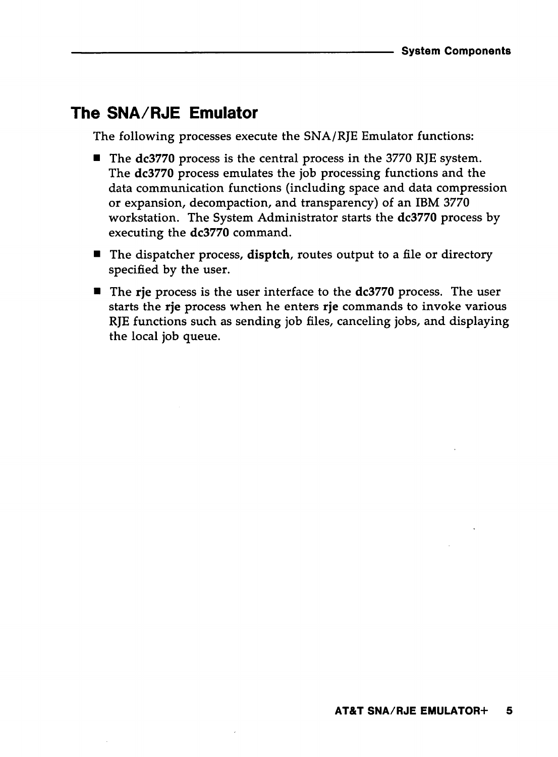## The SNA/RJE Emulator

The following processes execute the SNA/RJE Emulator functions:

- The **dc3770** process is the central process in the 3770 RJE system. The **dc3770** process emulates the job processing functions and the data communication functions (including space and data compression or expansion, decompaction, and transparency) of an IBM 3770 workstation. The System Administrator starts the **dc3770** process by executing the **dc3770** command.
- The dispatcher process, **disptch**, routes output to a file or directory specified by the user.
- The **rje** process is the user interface to the **dc3770** process. The user starts the **rje** process when he enters **rje** commands to invoke various RJE functions such as sending job files, canceling jobs, and displaying the local job queue.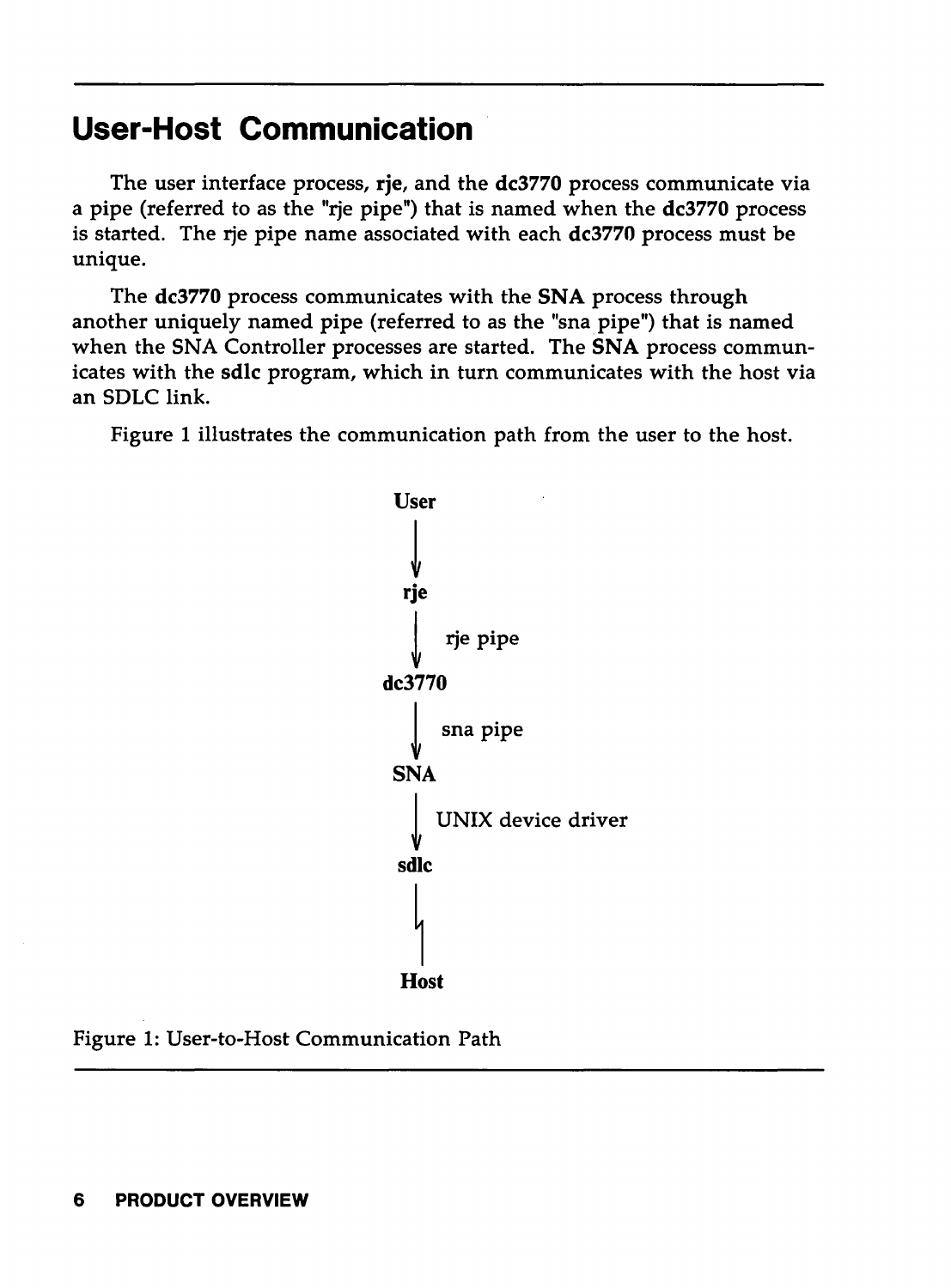## User-Host Communication

The user interface process, **rje**, and the **dc3770** process communicate via a pipe (referred to as the "rje pipe") that is named when the **dc3770** process is started. The rje pipe name associated with each **dc3770** process must be unique.

The **dc3770** process communicates with the **SNA** process through another uniquely named pipe (referred to as the "sna pipe") that is named when the SNA Controller processes are started. The **SNA** process communicates with the **sdlc** program, which in turn communicates with the host via an SDLC link.

Figure 1 illustrates the communication path from the user to the host.

```
        User
         |
         v
        rje
         |   rje pipe
         v
      dc3770
         |   sna pipe
         v
        SNA
         |   UNIX device driver
         v
        sdlc
         |
         ↯
         |
        Host
```

Figure 1: User-to-Host Communication Path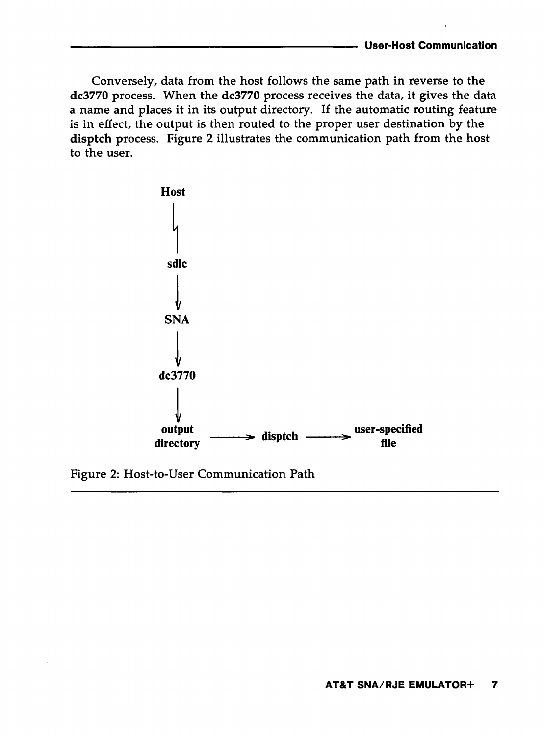Conversely, data from the host follows the same path in reverse to the **dc3770** process. When the **dc3770** process receives the data, it gives the data a name and places it in its output directory. If the automatic routing feature is in effect, the output is then routed to the proper user destination by the **disptch** process. Figure 2 illustrates the communication path from the host to the user.

```
Host
  |
  |
sdlc
  |
  v
SNA
  |
  v
dc3770
  |
  v
output     ----->  disptch  ----->  user-specified
directory                                file
```

Figure 2: Host-to-User Communication Path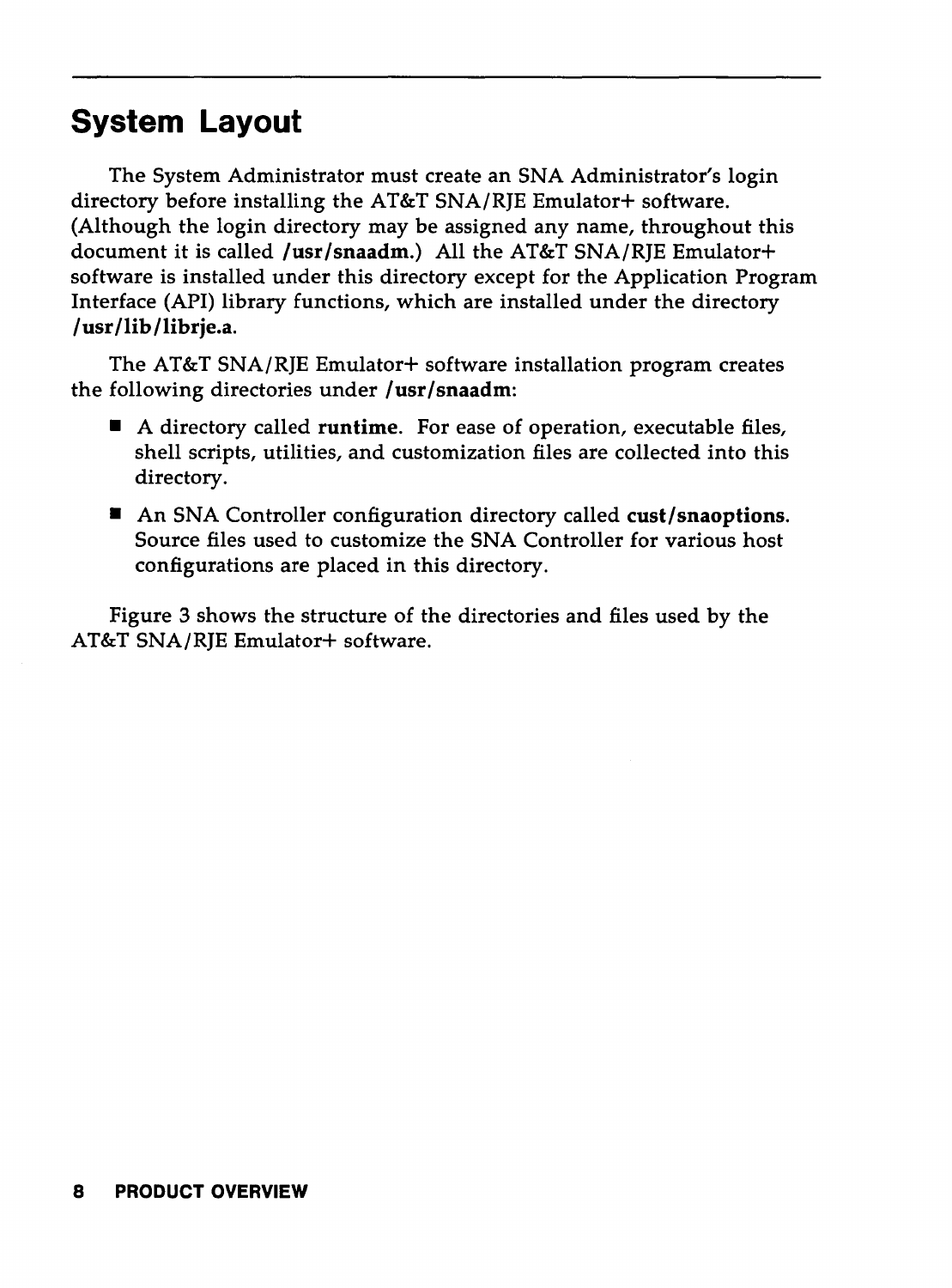## System Layout

The System Administrator must create an SNA Administrator's login directory before installing the AT&T SNA/RJE Emulator+ software. (Although the login directory may be assigned any name, throughout this document it is called **/usr/snaadm**.) All the AT&T SNA/RJE Emulator+ software is installed under this directory except for the Application Program Interface (API) library functions, which are installed under the directory **/usr/lib/librje.a**.

The AT&T SNA/RJE Emulator+ software installation program creates the following directories under **/usr/snaadm**:

- A directory called **runtime**. For ease of operation, executable files, shell scripts, utilities, and customization files are collected into this directory.
- An SNA Controller configuration directory called **cust/snaoptions**. Source files used to customize the SNA Controller for various host configurations are placed in this directory.

Figure 3 shows the structure of the directories and files used by the AT&T SNA/RJE Emulator+ software.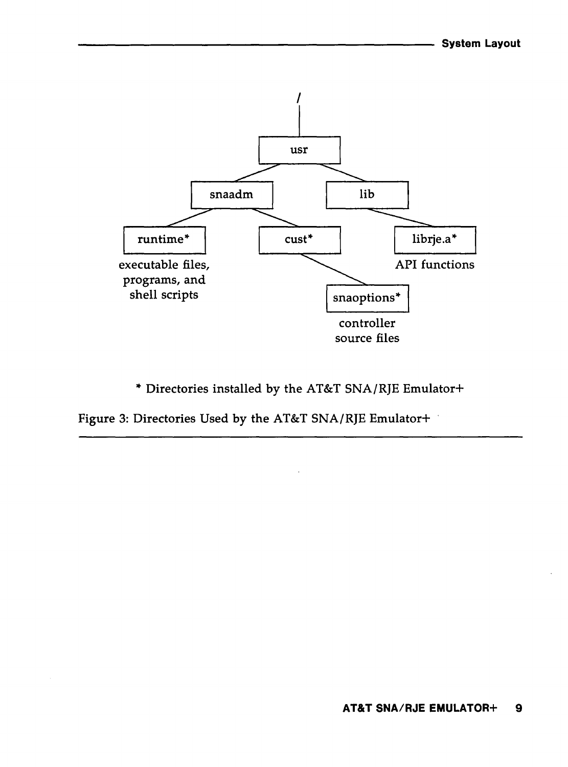```
/
└── usr
    ├── snaadm
    │   ├── runtime*      executable files, programs, and shell scripts
    │   └── cust*
    │       └── snaoptions*   controller source files
    └── lib
        └── librje.a*     API functions
```

* Directories installed by the AT&T SNA/RJE Emulator+

Figure 3: Directories Used by the AT&T SNA/RJE Emulator+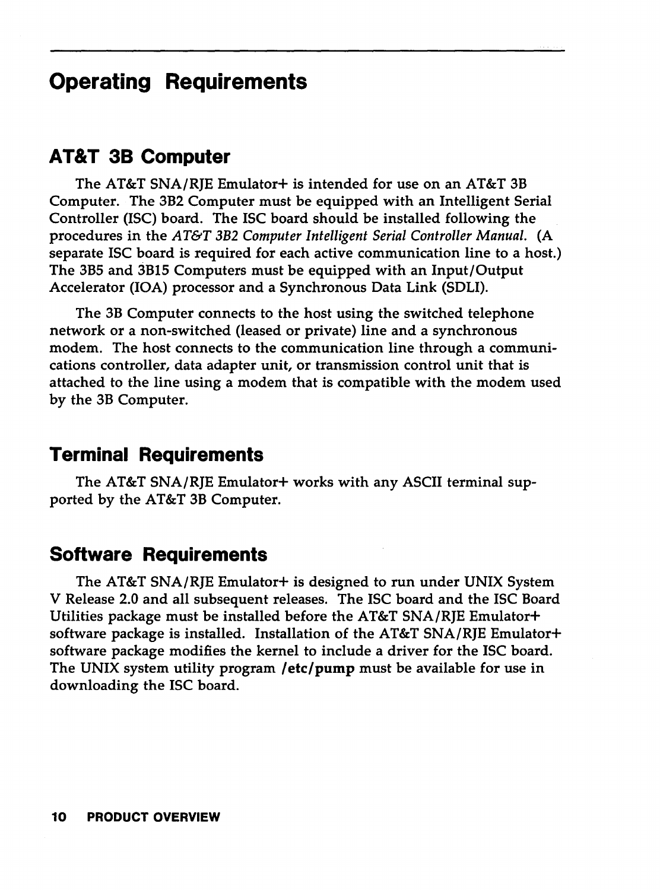# Operating Requirements

## AT&T 3B Computer

The AT&T SNA/RJE Emulator+ is intended for use on an AT&T 3B Computer. The 3B2 Computer must be equipped with an Intelligent Serial Controller (ISC) board. The ISC board should be installed following the procedures in the *AT&T 3B2 Computer Intelligent Serial Controller Manual.* (A separate ISC board is required for each active communication line to a host.) The 3B5 and 3B15 Computers must be equipped with an Input/Output Accelerator (IOA) processor and a Synchronous Data Link (SDLI).

The 3B Computer connects to the host using the switched telephone network or a non-switched (leased or private) line and a synchronous modem. The host connects to the communication line through a communications controller, data adapter unit, or transmission control unit that is attached to the line using a modem that is compatible with the modem used by the 3B Computer.

## Terminal Requirements

The AT&T SNA/RJE Emulator+ works with any ASCII terminal supported by the AT&T 3B Computer.

## Software Requirements

The AT&T SNA/RJE Emulator+ is designed to run under UNIX System V Release 2.0 and all subsequent releases. The ISC board and the ISC Board Utilities package must be installed before the AT&T SNA/RJE Emulator+ software package is installed. Installation of the AT&T SNA/RJE Emulator+ software package modifies the kernel to include a driver for the ISC board. The UNIX system utility program **/etc/pump** must be available for use in downloading the ISC board.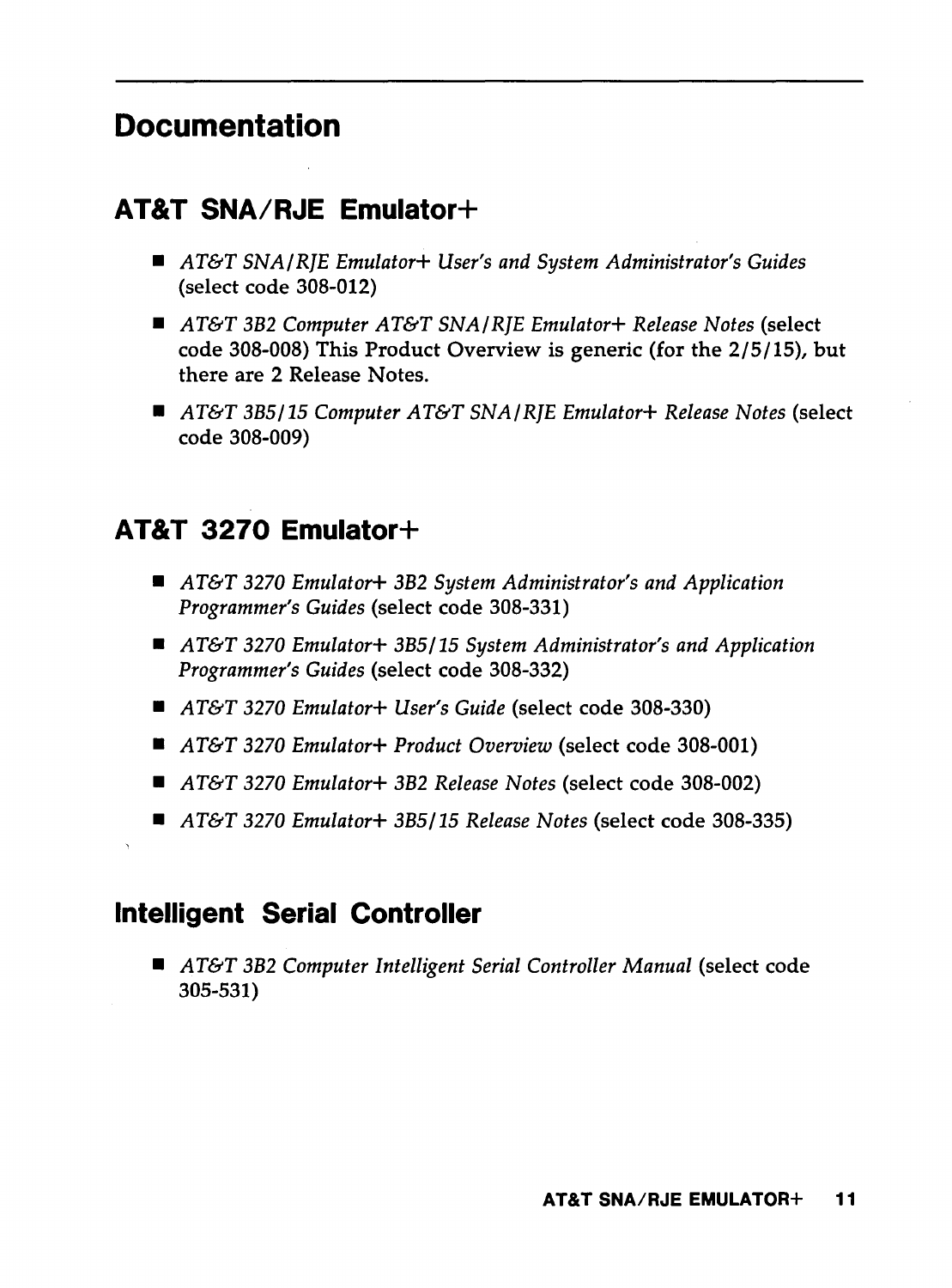# Documentation

## AT&T SNA/RJE Emulator+

- *AT&T SNA/RJE Emulator+ User's and System Administrator's Guides* (select code 308-012)
- *AT&T 3B2 Computer AT&T SNA/RJE Emulator+ Release Notes* (select code 308-008) This Product Overview is generic (for the 2/5/15), but there are 2 Release Notes.
- *AT&T 3B5/15 Computer AT&T SNA/RJE Emulator+ Release Notes* (select code 308-009)

## AT&T 3270 Emulator+

- *AT&T 3270 Emulator+ 3B2 System Administrator's and Application Programmer's Guides* (select code 308-331)
- *AT&T 3270 Emulator+ 3B5/15 System Administrator's and Application Programmer's Guides* (select code 308-332)
- *AT&T 3270 Emulator+ User's Guide* (select code 308-330)
- *AT&T 3270 Emulator+ Product Overview* (select code 308-001)
- *AT&T 3270 Emulator+ 3B2 Release Notes* (select code 308-002)
- *AT&T 3270 Emulator+ 3B5/15 Release Notes* (select code 308-335)

## Intelligent Serial Controller

- *AT&T 3B2 Computer Intelligent Serial Controller Manual* (select code 305-531)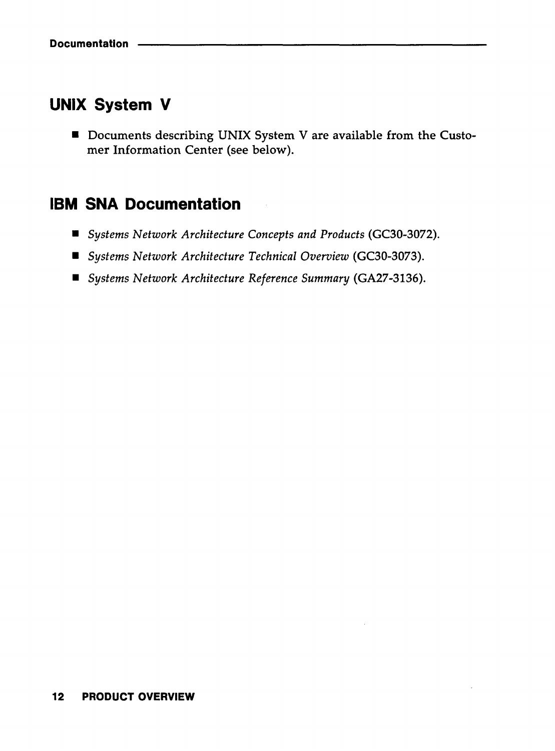## UNIX System V

- Documents describing UNIX System V are available from the Customer Information Center (see below).

## IBM SNA Documentation

- *Systems Network Architecture Concepts and Products* (GC30-3072).
- *Systems Network Architecture Technical Overview* (GC30-3073).
- *Systems Network Architecture Reference Summary* (GA27-3136).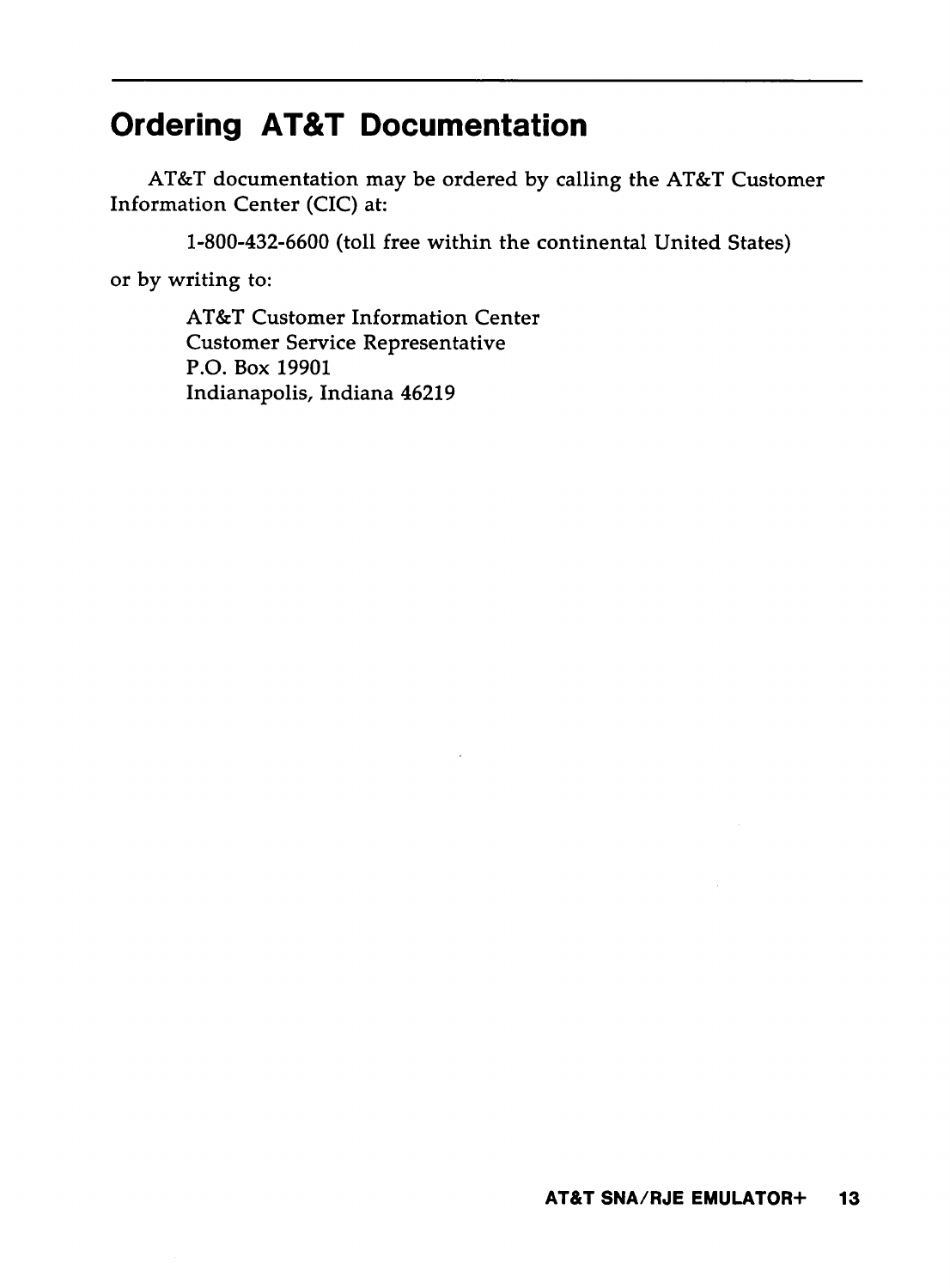# Ordering AT&T Documentation

AT&T documentation may be ordered by calling the AT&T Customer Information Center (CIC) at:

> 1-800-432-6600 (toll free within the continental United States)

or by writing to:

> AT&T Customer Information Center
> Customer Service Representative
> P.O. Box 19901
> Indianapolis, Indiana 46219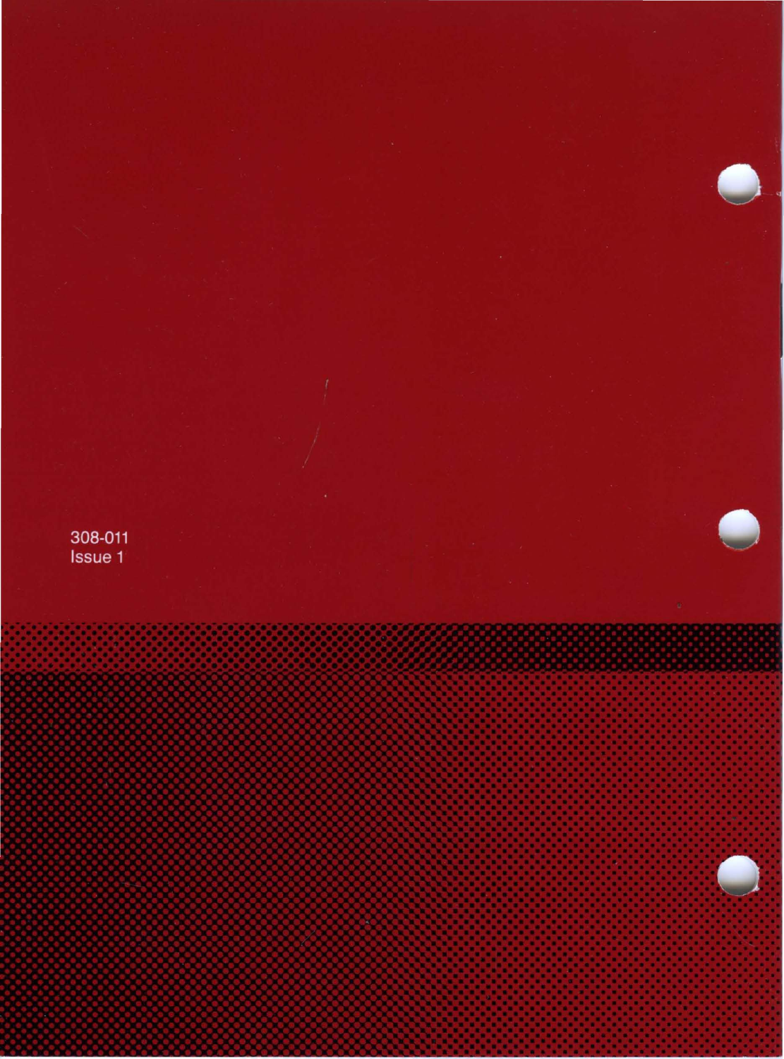308-011
Issue 1